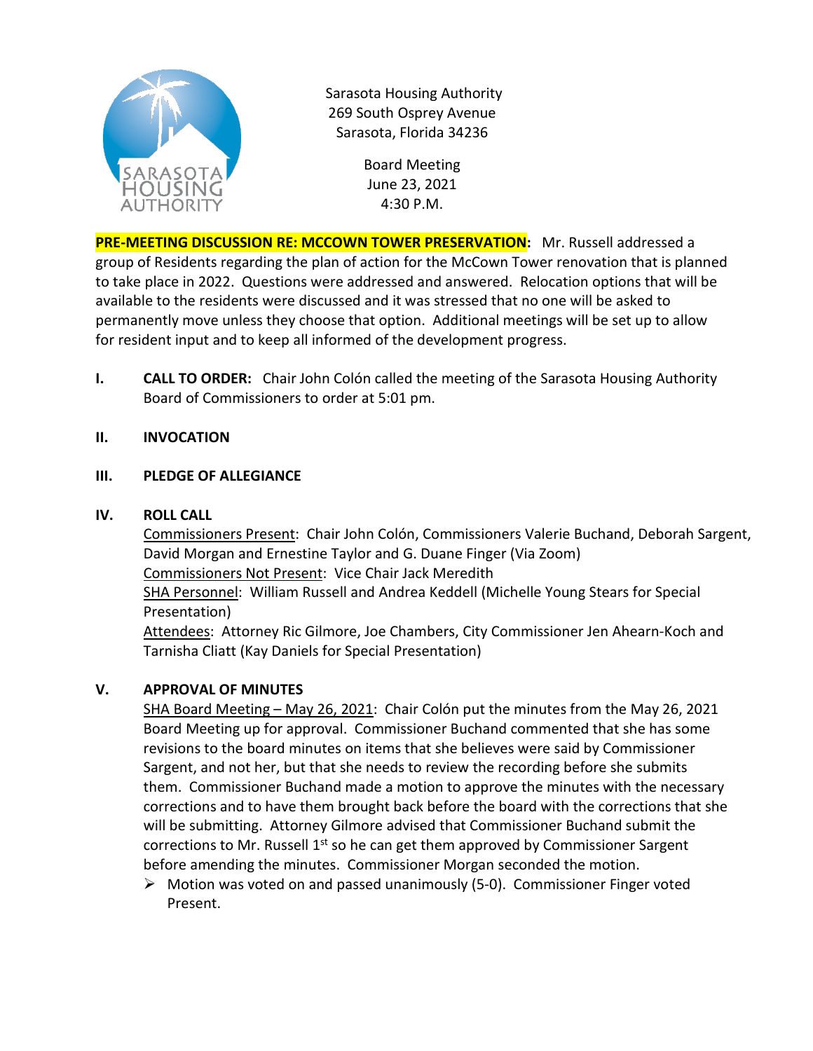Sarasota Housing Authority
269 South Osprey Avenue
Sarasota, Florida 34236

Board Meeting
June 23, 2021
4:30 P.M.

**PRE-MEETING DISCUSSION RE: MCCOWN TOWER PRESERVATION:** Mr. Russell addressed a group of Residents regarding the plan of action for the McCown Tower renovation that is planned to take place in 2022. Questions were addressed and answered. Relocation options that will be available to the residents were discussed and it was stressed that no one will be asked to permanently move unless they choose that option. Additional meetings will be set up to allow for resident input and to keep all informed of the development progress.

**I. CALL TO ORDER:** Chair John Colón called the meeting of the Sarasota Housing Authority Board of Commissioners to order at 5:01 pm.

**II. INVOCATION**

**III. PLEDGE OF ALLEGIANCE**

**IV. ROLL CALL**

Commissioners Present: Chair John Colón, Commissioners Valerie Buchand, Deborah Sargent, David Morgan and Ernestine Taylor and G. Duane Finger (Via Zoom)
Commissioners Not Present: Vice Chair Jack Meredith
SHA Personnel: William Russell and Andrea Keddell (Michelle Young Stears for Special Presentation)
Attendees: Attorney Ric Gilmore, Joe Chambers, City Commissioner Jen Ahearn-Koch and Tarnisha Cliatt (Kay Daniels for Special Presentation)

**V. APPROVAL OF MINUTES**

SHA Board Meeting – May 26, 2021: Chair Colón put the minutes from the May 26, 2021 Board Meeting up for approval. Commissioner Buchand commented that she has some revisions to the board minutes on items that she believes were said by Commissioner Sargent, and not her, but that she needs to review the recording before she submits them. Commissioner Buchand made a motion to approve the minutes with the necessary corrections and to have them brought back before the board with the corrections that she will be submitting. Attorney Gilmore advised that Commissioner Buchand submit the corrections to Mr. Russell 1st so he can get them approved by Commissioner Sargent before amending the minutes. Commissioner Morgan seconded the motion.

- Motion was voted on and passed unanimously (5-0). Commissioner Finger voted Present.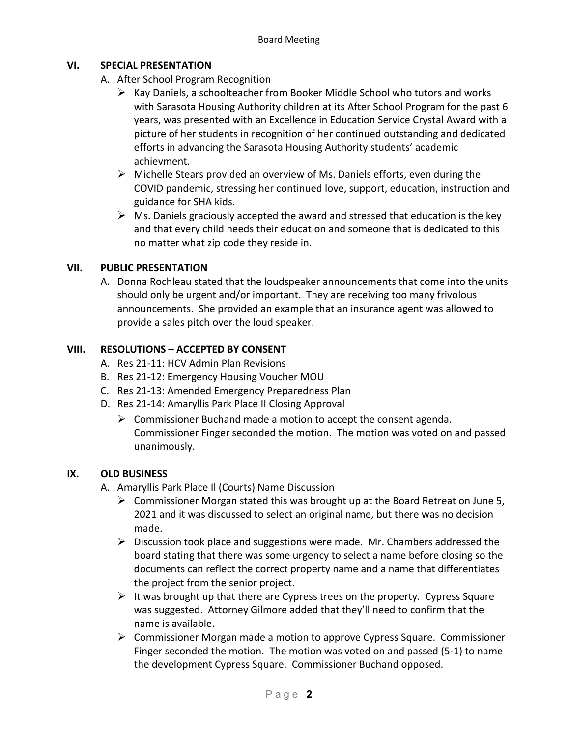## VI. SPECIAL PRESENTATION

A. After School Program Recognition

- Kay Daniels, a schoolteacher from Booker Middle School who tutors and works with Sarasota Housing Authority children at its After School Program for the past 6 years, was presented with an Excellence in Education Service Crystal Award with a picture of her students in recognition of her continued outstanding and dedicated efforts in advancing the Sarasota Housing Authority students' academic achievment.
- Michelle Stears provided an overview of Ms. Daniels efforts, even during the COVID pandemic, stressing her continued love, support, education, instruction and guidance for SHA kids.
- Ms. Daniels graciously accepted the award and stressed that education is the key and that every child needs their education and someone that is dedicated to this no matter what zip code they reside in.

## VII. PUBLIC PRESENTATION

A. Donna Rochleau stated that the loudspeaker announcements that come into the units should only be urgent and/or important. They are receiving too many frivolous announcements. She provided an example that an insurance agent was allowed to provide a sales pitch over the loud speaker.

## VIII. RESOLUTIONS – ACCEPTED BY CONSENT

A. Res 21-11: HCV Admin Plan Revisions

B. Res 21-12: Emergency Housing Voucher MOU

C. Res 21-13: Amended Emergency Preparedness Plan

D. Res 21-14: Amaryllis Park Place II Closing Approval

- Commissioner Buchand made a motion to accept the consent agenda. Commissioner Finger seconded the motion. The motion was voted on and passed unanimously.

## IX. OLD BUSINESS

A. Amaryllis Park Place II (Courts) Name Discussion

- Commissioner Morgan stated this was brought up at the Board Retreat on June 5, 2021 and it was discussed to select an original name, but there was no decision made.
- Discussion took place and suggestions were made. Mr. Chambers addressed the board stating that there was some urgency to select a name before closing so the documents can reflect the correct property name and a name that differentiates the project from the senior project.
- It was brought up that there are Cypress trees on the property. Cypress Square was suggested. Attorney Gilmore added that they'll need to confirm that the name is available.
- Commissioner Morgan made a motion to approve Cypress Square. Commissioner Finger seconded the motion. The motion was voted on and passed (5-1) to name the development Cypress Square. Commissioner Buchand opposed.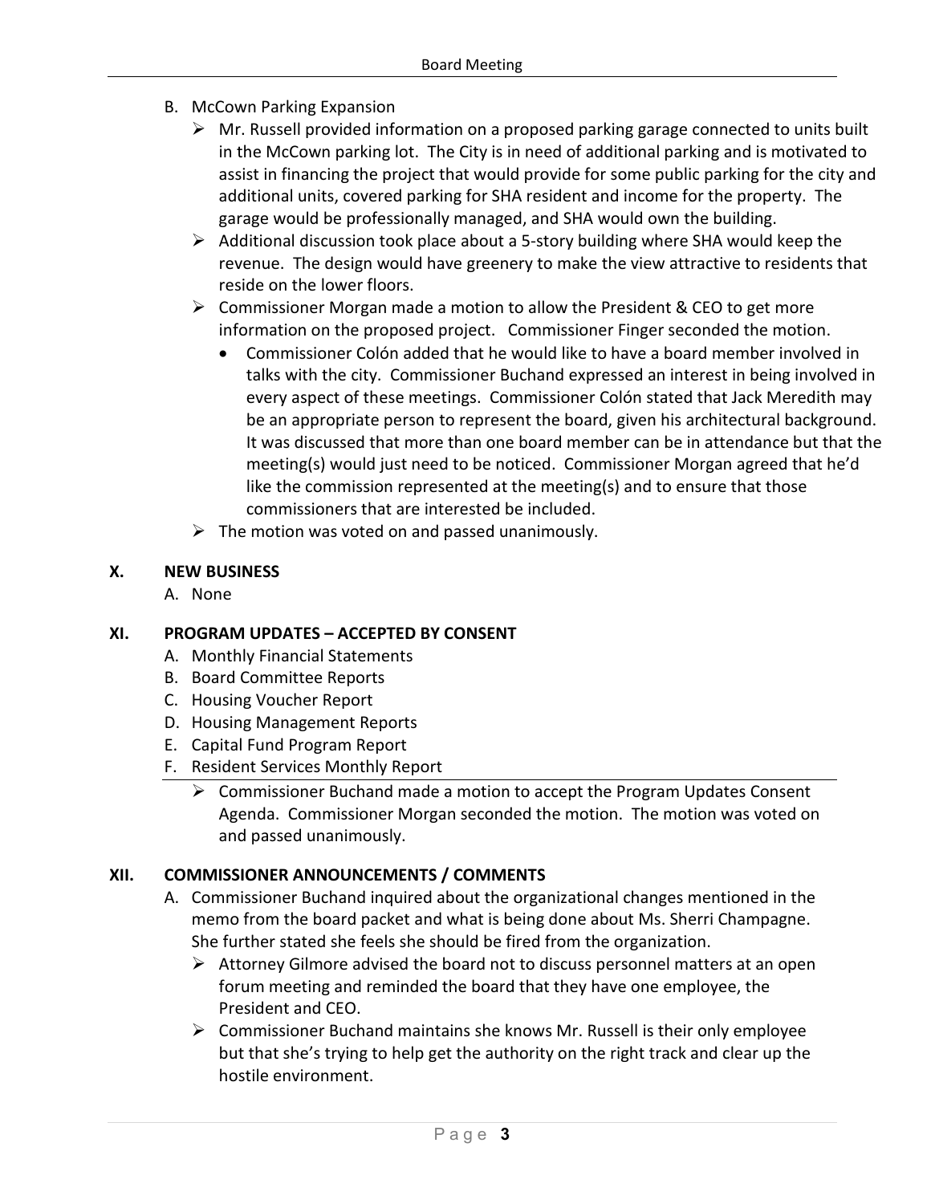B. McCown Parking Expansion

- Mr. Russell provided information on a proposed parking garage connected to units built in the McCown parking lot. The City is in need of additional parking and is motivated to assist in financing the project that would provide for some public parking for the city and additional units, covered parking for SHA resident and income for the property. The garage would be professionally managed, and SHA would own the building.
- Additional discussion took place about a 5-story building where SHA would keep the revenue. The design would have greenery to make the view attractive to residents that reside on the lower floors.
- Commissioner Morgan made a motion to allow the President & CEO to get more information on the proposed project. Commissioner Finger seconded the motion.
  - Commissioner Colón added that he would like to have a board member involved in talks with the city. Commissioner Buchand expressed an interest in being involved in every aspect of these meetings. Commissioner Colón stated that Jack Meredith may be an appropriate person to represent the board, given his architectural background. It was discussed that more than one board member can be in attendance but that the meeting(s) would just need to be noticed. Commissioner Morgan agreed that he'd like the commission represented at the meeting(s) and to ensure that those commissioners that are interested be included.
- The motion was voted on and passed unanimously.

## X. NEW BUSINESS

A. None

## XI. PROGRAM UPDATES – ACCEPTED BY CONSENT

A. Monthly Financial Statements
B. Board Committee Reports
C. Housing Voucher Report
D. Housing Management Reports
E. Capital Fund Program Report
F. Resident Services Monthly Report

- Commissioner Buchand made a motion to accept the Program Updates Consent Agenda. Commissioner Morgan seconded the motion. The motion was voted on and passed unanimously.

## XII. COMMISSIONER ANNOUNCEMENTS / COMMENTS

A. Commissioner Buchand inquired about the organizational changes mentioned in the memo from the board packet and what is being done about Ms. Sherri Champagne. She further stated she feels she should be fired from the organization.

- Attorney Gilmore advised the board not to discuss personnel matters at an open forum meeting and reminded the board that they have one employee, the President and CEO.
- Commissioner Buchand maintains she knows Mr. Russell is their only employee but that she's trying to help get the authority on the right track and clear up the hostile environment.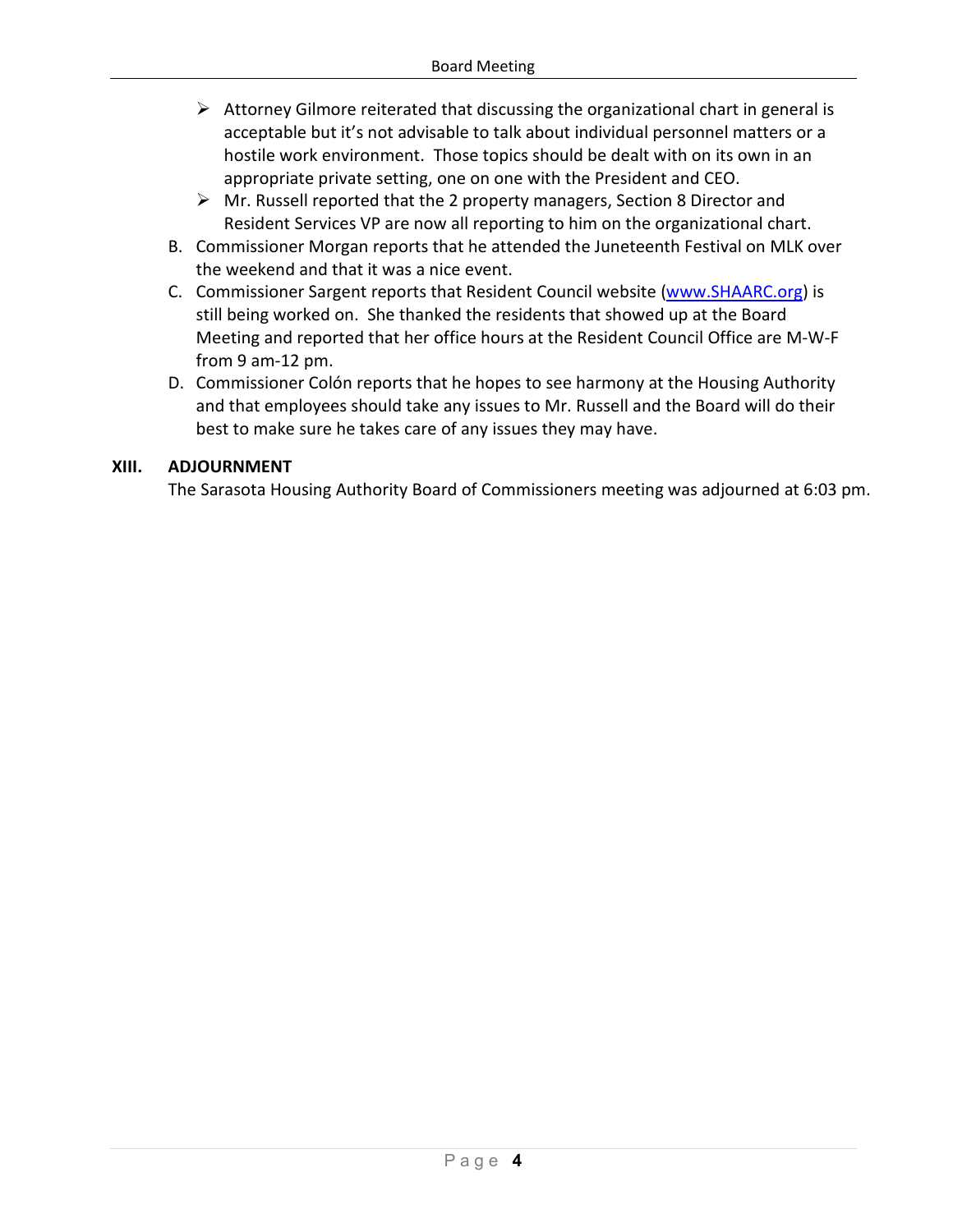- Attorney Gilmore reiterated that discussing the organizational chart in general is acceptable but it's not advisable to talk about individual personnel matters or a hostile work environment. Those topics should be dealt with on its own in an appropriate private setting, one on one with the President and CEO.
- Mr. Russell reported that the 2 property managers, Section 8 Director and Resident Services VP are now all reporting to him on the organizational chart.

B. Commissioner Morgan reports that he attended the Juneteenth Festival on MLK over the weekend and that it was a nice event.

C. Commissioner Sargent reports that Resident Council website ([www.SHAARC.org](http://www.SHAARC.org)) is still being worked on. She thanked the residents that showed up at the Board Meeting and reported that her office hours at the Resident Council Office are M-W-F from 9 am-12 pm.

D. Commissioner Colón reports that he hopes to see harmony at the Housing Authority and that employees should take any issues to Mr. Russell and the Board will do their best to make sure he takes care of any issues they may have.

## XIII. ADJOURNMENT

The Sarasota Housing Authority Board of Commissioners meeting was adjourned at 6:03 pm.